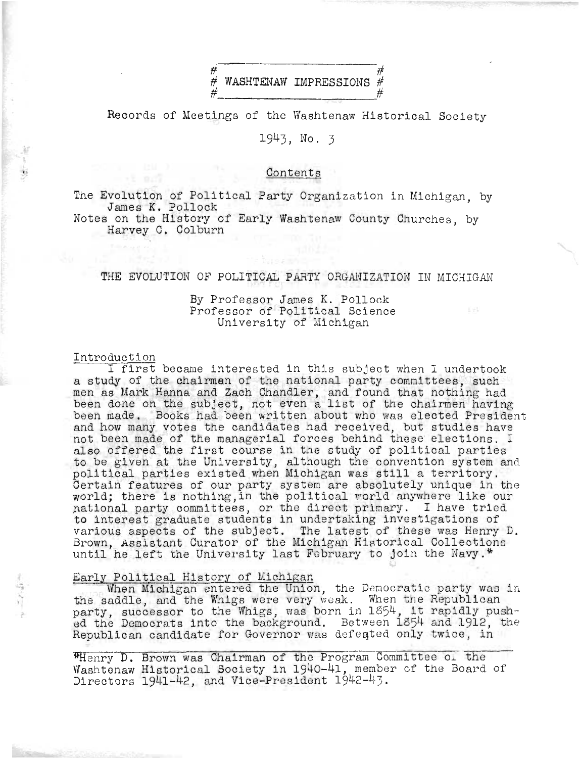// WASHTENAW IMPRESSIONS

Records of Meetings of the Washtenaw Historical Society

1943, No. 3

Contents

The Evolution of Political Party Organization in Michigan, by James K. Pollock

Notes on the History of Early Washtenaw County Churches, by Harvey C. Colburn

# THE EVOLUTION OF POLITICAL PARTY ORGANIZATION IN MICHIGAN

By Professor James K. Pollock
Professor of Political Science
University of Michigan

## Introduction

I first became interested in this subject when I undertook a study of the chairmen of the national party committees, such men as Mark Hanna and Zach Chandler, and found that nothing had been done on the subject, not even a list of the chairmen having been made. Books had been written about who was elected President and how many votes the candidates had received, but studies have not been made of the managerial forces behind these elections. I also offered the first course in the study of political parties to be given at the University, although the convention system and political parties existed when Michigan was still a territory. Certain features of our party system are absolutely unique in the world; there is nothing, in the political world anywhere like our national party committees, or the direct primary. I have tried to interest graduate students in undertaking investigations of various aspects of the subject. The latest of these was Henry D. Brown, Assistant Curator of the Michigan Historical Collections until he left the University last February to join the Navy.*

## Early Political History of Michigan

When Michigan entered the Union, the Democratic party was in the saddle, and the Whigs were very weak. When the Republican party, successor to the Whigs, was born in 1854, it rapidly pushed the Democrats into the background. Between 1854 and 1912, the Republican candidate for Governor was defeated only twice, in

*Henry D. Brown was Chairman of the Program Committee of the Washtenaw Historical Society in 1940-41, member of the Board of Directors 1941-42, and Vice-President 1942-43.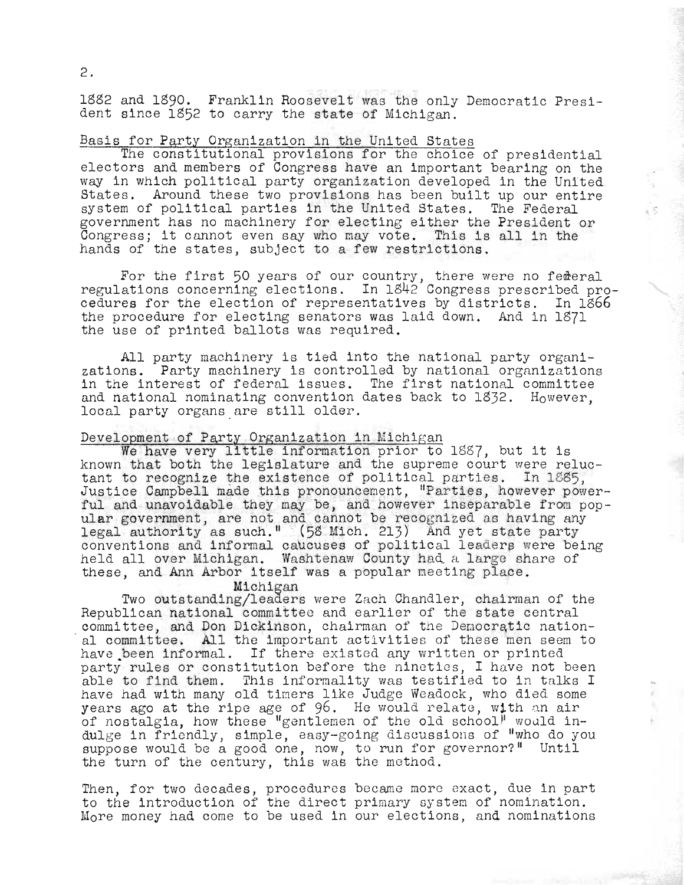1882 and 1890. Franklin Roosevelt was the only Democratic President since 1852 to carry the state of Michigan.

## Basis for Party Organization in the United States

The constitutional provisions for the choice of presidential electors and members of Congress have an important bearing on the way in which political party organization developed in the United States. Around these two provisions has been built up our entire system of political parties in the United States. The Federal government has no machinery for electing either the President or Congress; it cannot even say who may vote. This is all in the hands of the states, subject to a few restrictions.

For the first 50 years of our country, there were no federal regulations concerning elections. In 1842 Congress prescribed procedures for the election of representatives by districts. In 1866 the procedure for electing senators was laid down. And in 1871 the use of printed ballots was required.

All party machinery is tied into the national party organizations. Party machinery is controlled by national organizations in the interest of federal issues. The first national committee and national nominating convention dates back to 1832. However, local party organs are still older.

## Development of Party Organization in Michigan

We have very little information prior to 1887, but it is known that both the legislature and the supreme court were reluctant to recognize the existence of political parties. In 1885, Justice Campbell made this pronouncement, "Parties, however powerful and unavoidable they may be, and however inseparable from popular government, are not and cannot be recognized as having any legal authority as such." (58 Mich. 213) And yet state party conventions and informal caucuses of political leaders were being held all over Michigan. Washtenaw County had a large share of these, and Ann Arbor itself was a popular meeting place.

Two outstanding Michigan leaders were Zach Chandler, chairman of the Republican national committee and earlier of the state central committee, and Don Dickinson, chairman of the Democratic national committee. All the important activities of these men seem to have been informal. If there existed any written or printed party rules or constitution before the nineties, I have not been able to find them. This informality was testified to in talks I have had with many old timers like Judge Weadock, who died some years ago at the ripe age of 96. He would relate, with an air of nostalgia, how these "gentlemen of the old school" would indulge in friendly, simple, easy-going discussions of "who do you suppose would be a good one, now, to run for governor?" Until the turn of the century, this was the method.

Then, for two decades, procedures became more exact, due in part to the introduction of the direct primary system of nomination. More money had come to be used in our elections, and nominations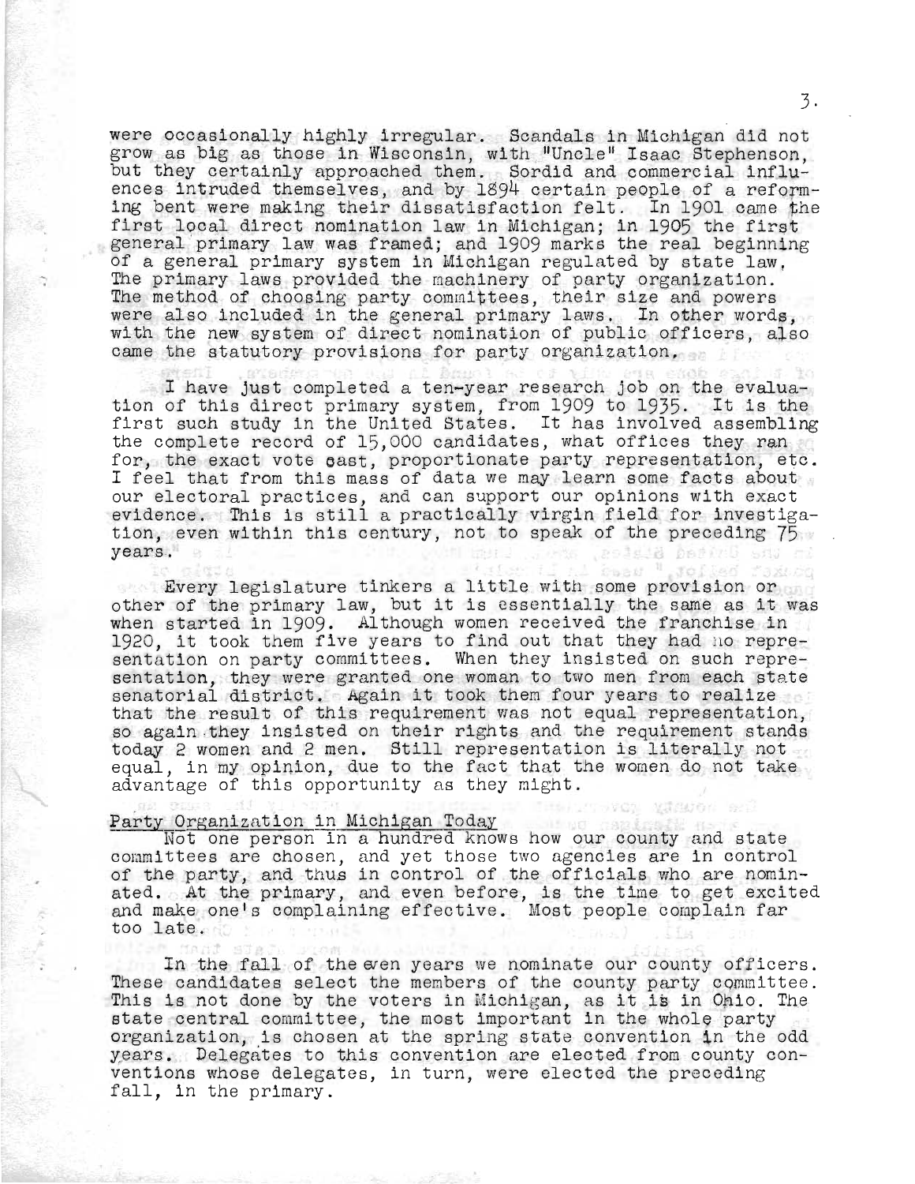were occasionally highly irregular. Scandals in Michigan did not grow as big as those in Wisconsin, with "Uncle" Isaac Stephenson, but they certainly approached them. Sordid and commercial influences intruded themselves, and by 1894 certain people of a reforming bent were making their dissatisfaction felt. In 1901 came the first local direct nomination law in Michigan; in 1905 the first general primary law was framed; and 1909 marks the real beginning of a general primary system in Michigan regulated by state law. The primary laws provided the machinery of party organization. The method of choosing party committees, their size and powers were also included in the general primary laws. In other words, with the new system of direct nomination of public officers, also came the statutory provisions for party organization.

I have just completed a ten-year research job on the evaluation of this direct primary system, from 1909 to 1935. It is the first such study in the United States. It has involved assembling the complete record of 15,000 candidates, what offices they ran for, the exact vote cast, proportionate party representation, etc. I feel that from this mass of data we may learn some facts about our electoral practices, and can support our opinions with exact evidence. This is still a practically virgin field for investigation, even within this century, not to speak of the preceding 75 years.

Every legislature tinkers a little with some provision or other of the primary law, but it is essentially the same as it was when started in 1909. Although women received the franchise in 1920, it took them five years to find out that they had no representation on party committees. When they insisted on such representation, they were granted one woman to two men from each state senatorial district. Again it took them four years to realize that the result of this requirement was not equal representation, so again they insisted on their rights and the requirement stands today 2 women and 2 men. Still representation is literally not equal, in my opinion, due to the fact that the women do not take advantage of this opportunity as they might.

## Party Organization in Michigan Today

Not one person in a hundred knows how our county and state committees are chosen, and yet those two agencies are in control of the party, and thus in control of the officials who are nominated. At the primary, and even before, is the time to get excited and make one's complaining effective. Most people complain far too late.

In the fall of the even years we nominate our county officers. These candidates select the members of the county party committee. This is not done by the voters in Michigan, as it is in Ohio. The state central committee, the most important in the whole party organization, is chosen at the spring state convention in the odd years. Delegates to this convention are elected from county conventions whose delegates, in turn, were elected the preceding fall, in the primary.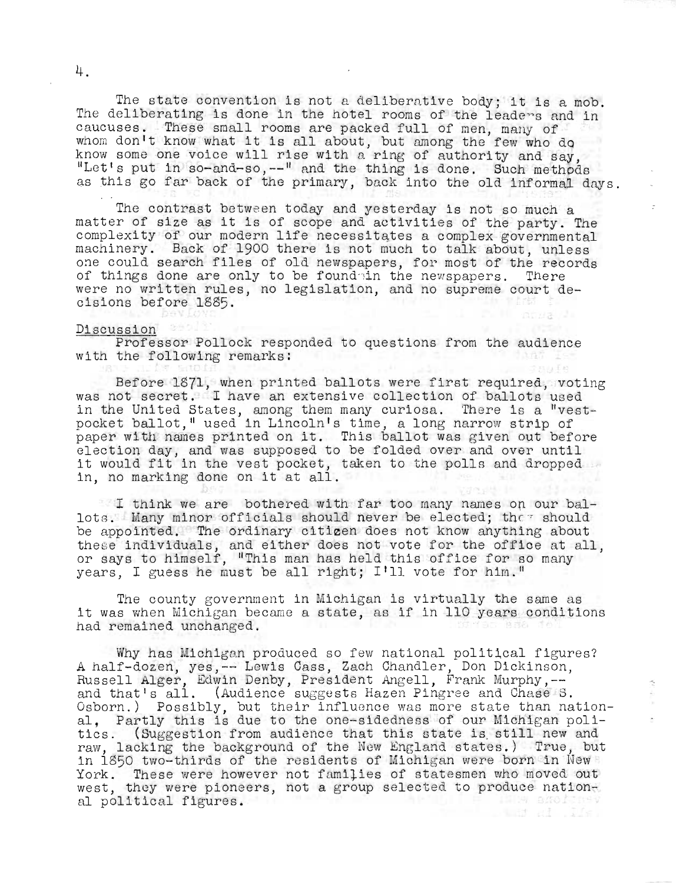The state convention is not a deliberative body; it is a mob. The deliberating is done in the hotel rooms of the leaders and in caucuses. These small rooms are packed full of men, many of whom don't know what it is all about, but among the few who do know some one voice will rise with a ring of authority and say, "Let's put in so-and-so,--" and the thing is done. Such methods as this go far back of the primary, back into the old informal days.

The contrast between today and yesterday is not so much a matter of size as it is of scope and activities of the party. The complexity of our modern life necessitates a complex governmental machinery. Back of 1900 there is not much to talk about, unless one could search files of old newspapers, for most of the records of things done are only to be found in the newspapers. There were no written rules, no legislation, and no supreme court decisions before 1885.

Discussion

Professor Pollock responded to questions from the audience with the following remarks:

Before 1871, when printed ballots were first required, voting was not secret. I have an extensive collection of ballots used in the United States, among them many curiosa. There is a "vest-pocket ballot," used in Lincoln's time, a long narrow strip of paper with names printed on it. This ballot was given out before election day, and was supposed to be folded over and over until it would fit in the vest pocket, taken to the polls and dropped in, no marking done on it at all.

I think we are bothered with far too many names on our ballots. Many minor officials should never be elected; they should be appointed. The ordinary citizen does not know anything about these individuals, and either does not vote for the office at all, or says to himself, "This man has held this office for so many years, I guess he must be all right; I'll vote for him."

The county government in Michigan is virtually the same as it was when Michigan became a state, as if in 110 years conditions had remained unchanged.

Why has Michigan produced so few national political figures? A half-dozen, yes,-- Lewis Cass, Zach Chandler, Don Dickinson, Russell Alger, Edwin Denby, President Angell, Frank Murphy,-- and that's all. (Audience suggests Hazen Pingree and Chase S. Osborn.) Possibly, but their influence was more state than national, Partly this is due to the one-sidedness of our Michigan politics. (Suggestion from audience that this state is still new and raw, lacking the background of the New England states.) True, but in 1850 two-thirds of the residents of Michigan were born in New York. These were however not families of statesmen who moved out west, they were pioneers, not a group selected to produce national political figures.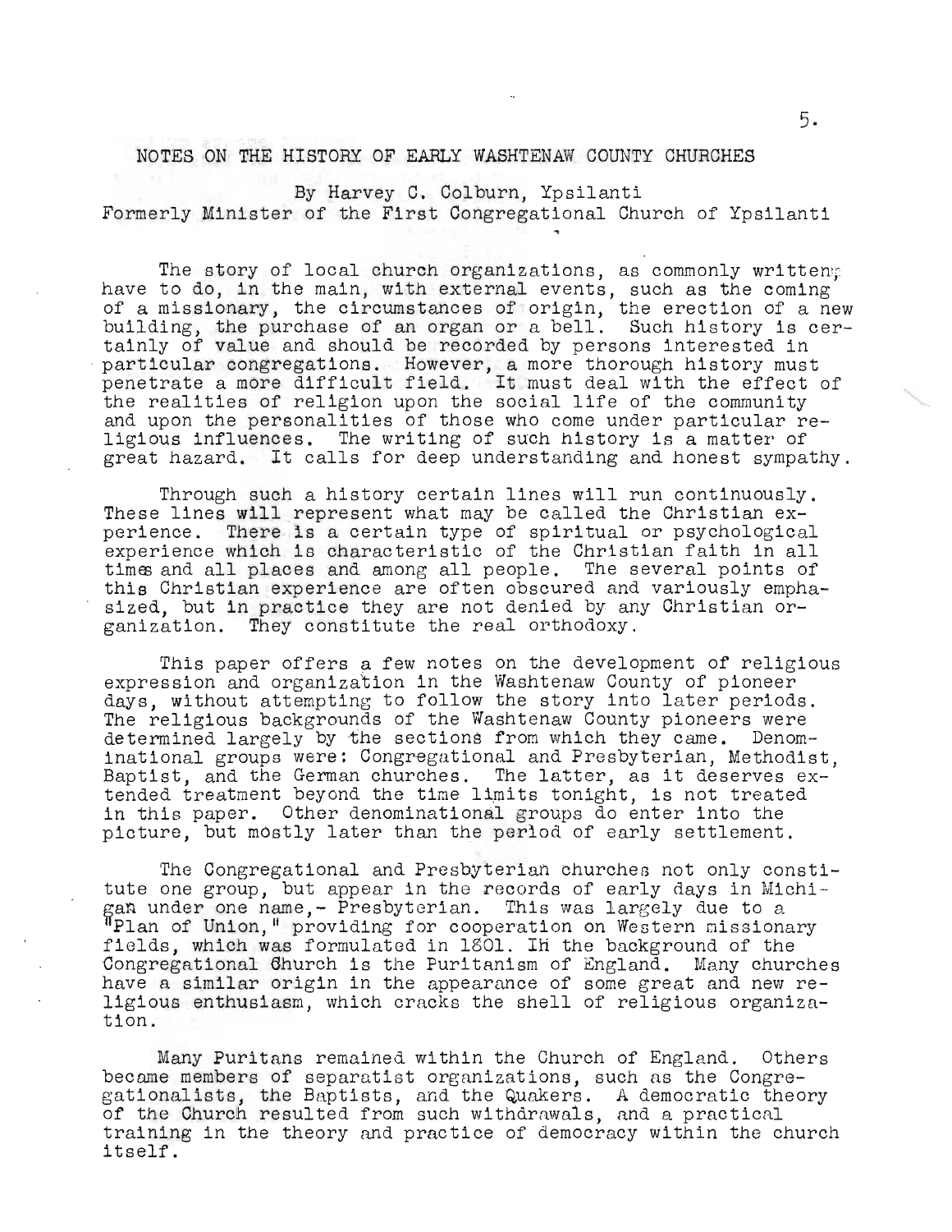# NOTES ON THE HISTORY OF EARLY WASHTENAW COUNTY CHURCHES

By Harvey C. Colburn, Ypsilanti
Formerly Minister of the First Congregational Church of Ypsilanti

The story of local church organizations, as commonly written, have to do, in the main, with external events, such as the coming of a missionary, the circumstances of origin, the erection of a new building, the purchase of an organ or a bell. Such history is certainly of value and should be recorded by persons interested in particular congregations. However, a more thorough history must penetrate a more difficult field. It must deal with the effect of the realities of religion upon the social life of the community and upon the personalities of those who come under particular religious influences. The writing of such history is a matter of great hazard. It calls for deep understanding and honest sympathy.

Through such a history certain lines will run continuously. These lines will represent what may be called the Christian experience. There is a certain type of spiritual or psychological experience which is characteristic of the Christian faith in all times and all places and among all people. The several points of this Christian experience are often obscured and variously emphasized, but in practice they are not denied by any Christian organization. They constitute the real orthodoxy.

This paper offers a few notes on the development of religious expression and organization in the Washtenaw County of pioneer days, without attempting to follow the story into later periods. The religious backgrounds of the Washtenaw County pioneers were determined largely by the sections from which they came. Denominational groups were: Congregational and Presbyterian, Methodist, Baptist, and the German churches. The latter, as it deserves extended treatment beyond the time limits tonight, is not treated in this paper. Other denominational groups do enter into the picture, but mostly later than the period of early settlement.

The Congregational and Presbyterian churches not only constitute one group, but appear in the records of early days in Michigan under one name,- Presbyterian. This was largely due to a "Plan of Union," providing for cooperation on Western missionary fields, which was formulated in 1801. In the background of the Congregational Church is the Puritanism of England. Many churches have a similar origin in the appearance of some great and new religious enthusiasm, which cracks the shell of religious organization.

Many Puritans remained within the Church of England. Others became members of separatist organizations, such as the Congregationalists, the Baptists, and the Quakers. A democratic theory of the Church resulted from such withdrawals, and a practical training in the theory and practice of democracy within the church itself.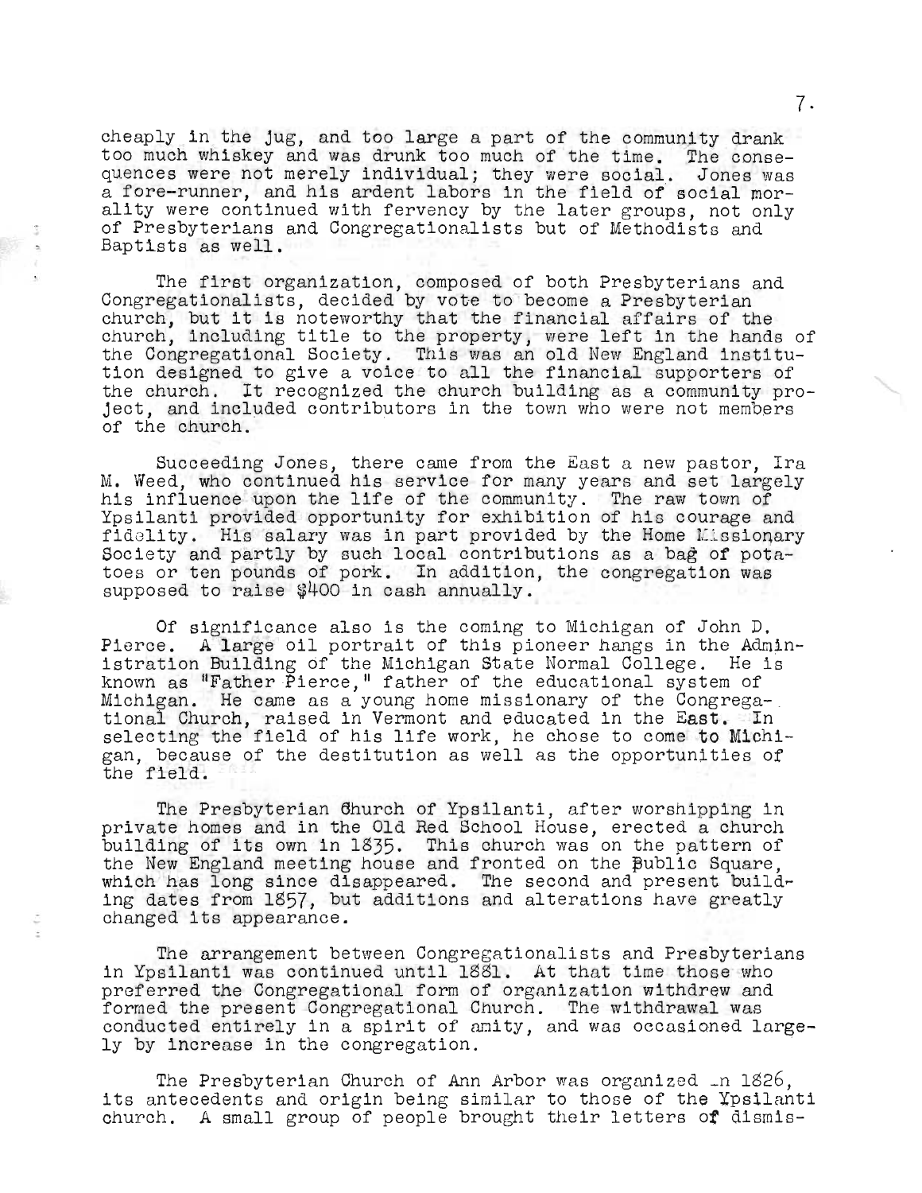cheaply in the jug, and too large a part of the community drank too much whiskey and was drunk too much of the time. The consequences were not merely individual; they were social. Jones was a fore-runner, and his ardent labors in the field of social morality were continued with fervency by the later groups, not only of Presbyterians and Congregationalists but of Methodists and Baptists as well.

The first organization, composed of both Presbyterians and Congregationalists, decided by vote to become a Presbyterian church, but it is noteworthy that the financial affairs of the church, including title to the property, were left in the hands of the Congregational Society. This was an old New England institution designed to give a voice to all the financial supporters of the church. It recognized the church building as a community project, and included contributors in the town who were not members of the church.

Succeeding Jones, there came from the East a new pastor, Ira M. Weed, who continued his service for many years and set largely his influence upon the life of the community. The raw town of Ypsilanti provided opportunity for exhibition of his courage and fidelity. His salary was in part provided by the Home Missionary Society and partly by such local contributions as a bag of potatoes or ten pounds of pork. In addition, the congregation was supposed to raise $400 in cash annually.

Of significance also is the coming to Michigan of John D. Pierce. A large oil portrait of this pioneer hangs in the Administration Building of the Michigan State Normal College. He is known as "Father Pierce," father of the educational system of Michigan. He came as a young home missionary of the Congregational Church, raised in Vermont and educated in the East. In selecting the field of his life work, he chose to come to Michigan, because of the destitution as well as the opportunities of the field.

The Presbyterian Church of Ypsilanti, after worshipping in private homes and in the Old Red School House, erected a church building of its own in 1835. This church was on the pattern of the New England meeting house and fronted on the Public Square, which has long since disappeared. The second and present building dates from 1857, but additions and alterations have greatly changed its appearance.

The arrangement between Congregationalists and Presbyterians in Ypsilanti was continued until 1881. At that time those who preferred the Congregational form of organization withdrew and formed the present Congregational Church. The withdrawal was conducted entirely in a spirit of amity, and was occasioned largely by increase in the congregation.

The Presbyterian Church of Ann Arbor was organized in 1826, its antecedents and origin being similar to those of the Ypsilanti church. A small group of people brought their letters of dismis-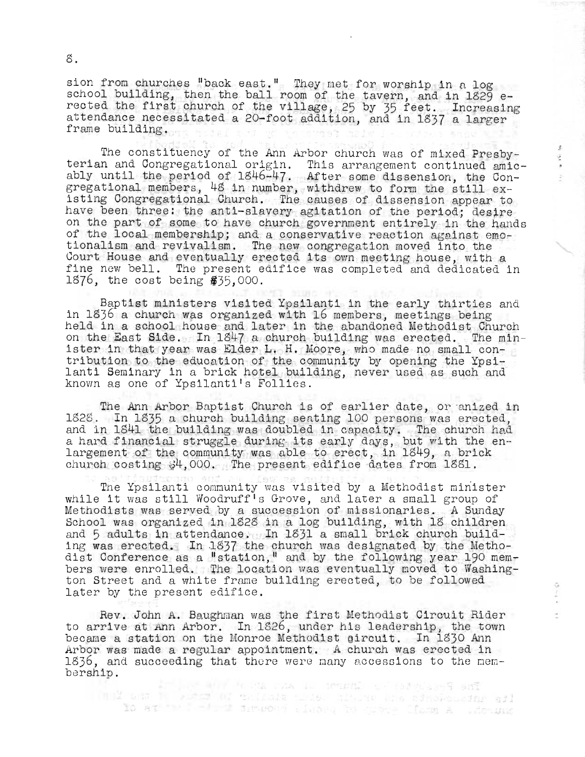sion from churches "back east." They met for worship in a log school building, then the ball room of the tavern, and in 1829 erected the first church of the village, 25 by 35 feet. Increasing attendance necessitated a 20-foot addition, and in 1837 a larger frame building.

The constituency of the Ann Arbor church was of mixed Presbyterian and Congregational origin. This arrangement continued amicably until the period of 1846-47. After some dissension, the Congregational members, 48 in number, withdrew to form the still existing Congregational Church. The causes of dissension appear to have been three: the anti-slavery agitation of the period; desire on the part of some to have church government entirely in the hands of the local membership; and a conservative reaction against emotionalism and revivalism. The new congregation moved into the Court House and eventually erected its own meeting house, with a fine new bell. The present edifice was completed and dedicated in 1876, the cost being $35,000.

Baptist ministers visited Ypsilanti in the early thirties and in 1836 a church was organized with 16 members, meetings being held in a school house and later in the abandoned Methodist Church on the East Side. In 1847 a church building was erected. The minister in that year was Elder L. H. Moore, who made no small contribution to the education of the community by opening the Ypsilanti Seminary in a brick hotel building, never used as such and known as one of Ypsilanti's Follies.

The Ann Arbor Baptist Church is of earlier date, organized in 1828. In 1835 a church building seating 100 persons was erected, and in 1841 the building was doubled in capacity. The church had a hard financial struggle during its early days, but with the enlargement of the community was able to erect, in 1849, a brick church costing $4,000. The present edifice dates from 1881.

The Ypsilanti community was visited by a Methodist minister while it was still Woodruff's Grove, and later a small group of Methodists was served by a succession of missionaries. A Sunday School was organized in 1828 in a log building, with 18 children and 5 adults in attendance. In 1831 a small brick church building was erected. In 1837 the church was designated by the Methodist Conference as a "station," and by the following year 190 members were enrolled. The location was eventually moved to Washington Street and a white frame building erected, to be followed later by the present edifice.

Rev. John A. Baughman was the first Methodist Circuit Rider to arrive at Ann Arbor. In 1826, under his leadership, the town became a station on the Monroe Methodist circuit. In 1830 Ann Arbor was made a regular appointment. A church was erected in 1836, and succeeding that there were many accessions to the membership.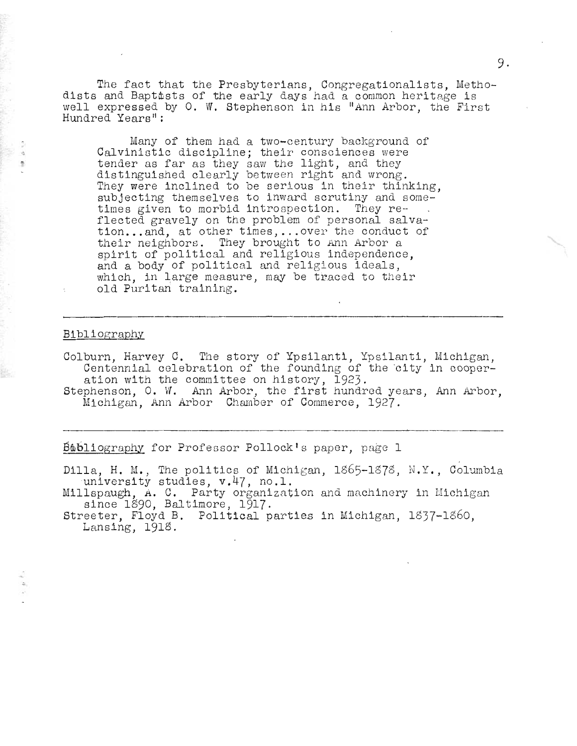The fact that the Presbyterians, Congregationalists, Methodists and Baptists of the early days had a common heritage is well expressed by O. W. Stephenson in his "Ann Arbor, the First Hundred Years":

> Many of them had a two-century background of Calvinistic discipline; their consciences were tender as far as they saw the light, and they distinguished clearly between right and wrong. They were inclined to be serious in their thinking, subjecting themselves to inward scrutiny and sometimes given to morbid introspection. They reflected gravely on the problem of personal salvation...and, at other times,...over the conduct of their neighbors. They brought to Ann Arbor a spirit of political and religious independence, and a body of political and religious ideals, which, in large measure, may be traced to their old Puritan training.

---

Bibliography

Colburn, Harvey C. The story of Ypsilanti, Ypsilanti, Michigan, Centennial celebration of the founding of the city in cooperation with the committee on history, 1923.

Stephenson, O. W. Ann Arbor, the first hundred years, Ann Arbor, Michigan, Ann Arbor Chamber of Commerce, 1927.

---

Bibliography for Professor Pollock's paper, page 1

Dilla, H. M., The politics of Michigan, 1865-1878, N.Y., Columbia university studies, v.47, no.1.

Millspaugh, A. C. Party organization and machinery in Michigan since 1890, Baltimore, 1917.

Streeter, Floyd B. Political parties in Michigan, 1837-1860, Lansing, 1918.